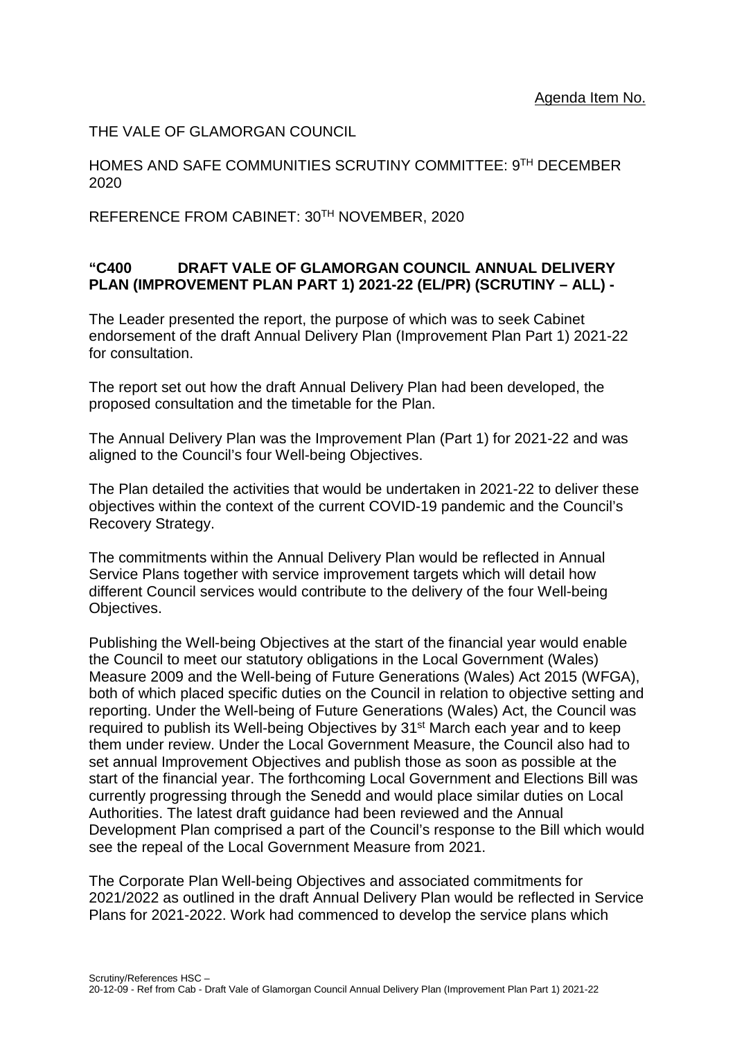Agenda Item No.

THE VALE OF GLAMORGAN COUNCIL

HOMES AND SAFE COMMUNITIES SCRUTINY COMMITTEE: 9TH DECEMBER 2020

REFERENCE FROM CABINET: 30TH NOVEMBER, 2020

**"C400 DRAFT VALE OF GLAMORGAN COUNCIL ANNUAL DELIVERY PLAN (IMPROVEMENT PLAN PART 1) 2021-22 (EL/PR) (SCRUTINY – ALL) -**

The Leader presented the report, the purpose of which was to seek Cabinet endorsement of the draft Annual Delivery Plan (Improvement Plan Part 1) 2021-22 for consultation.

The report set out how the draft Annual Delivery Plan had been developed, the proposed consultation and the timetable for the Plan.

The Annual Delivery Plan was the Improvement Plan (Part 1) for 2021-22 and was aligned to the Council's four Well-being Objectives.

The Plan detailed the activities that would be undertaken in 2021-22 to deliver these objectives within the context of the current COVID-19 pandemic and the Council's Recovery Strategy.

The commitments within the Annual Delivery Plan would be reflected in Annual Service Plans together with service improvement targets which will detail how different Council services would contribute to the delivery of the four Well-being Objectives.

Publishing the Well-being Objectives at the start of the financial year would enable the Council to meet our statutory obligations in the Local Government (Wales) Measure 2009 and the Well-being of Future Generations (Wales) Act 2015 (WFGA), both of which placed specific duties on the Council in relation to objective setting and reporting. Under the Well-being of Future Generations (Wales) Act, the Council was required to publish its Well-being Objectives by 31st March each year and to keep them under review. Under the Local Government Measure, the Council also had to set annual Improvement Objectives and publish those as soon as possible at the start of the financial year. The forthcoming Local Government and Elections Bill was currently progressing through the Senedd and would place similar duties on Local Authorities. The latest draft guidance had been reviewed and the Annual Development Plan comprised a part of the Council's response to the Bill which would see the repeal of the Local Government Measure from 2021.

The Corporate Plan Well-being Objectives and associated commitments for 2021/2022 as outlined in the draft Annual Delivery Plan would be reflected in Service Plans for 2021-2022. Work had commenced to develop the service plans which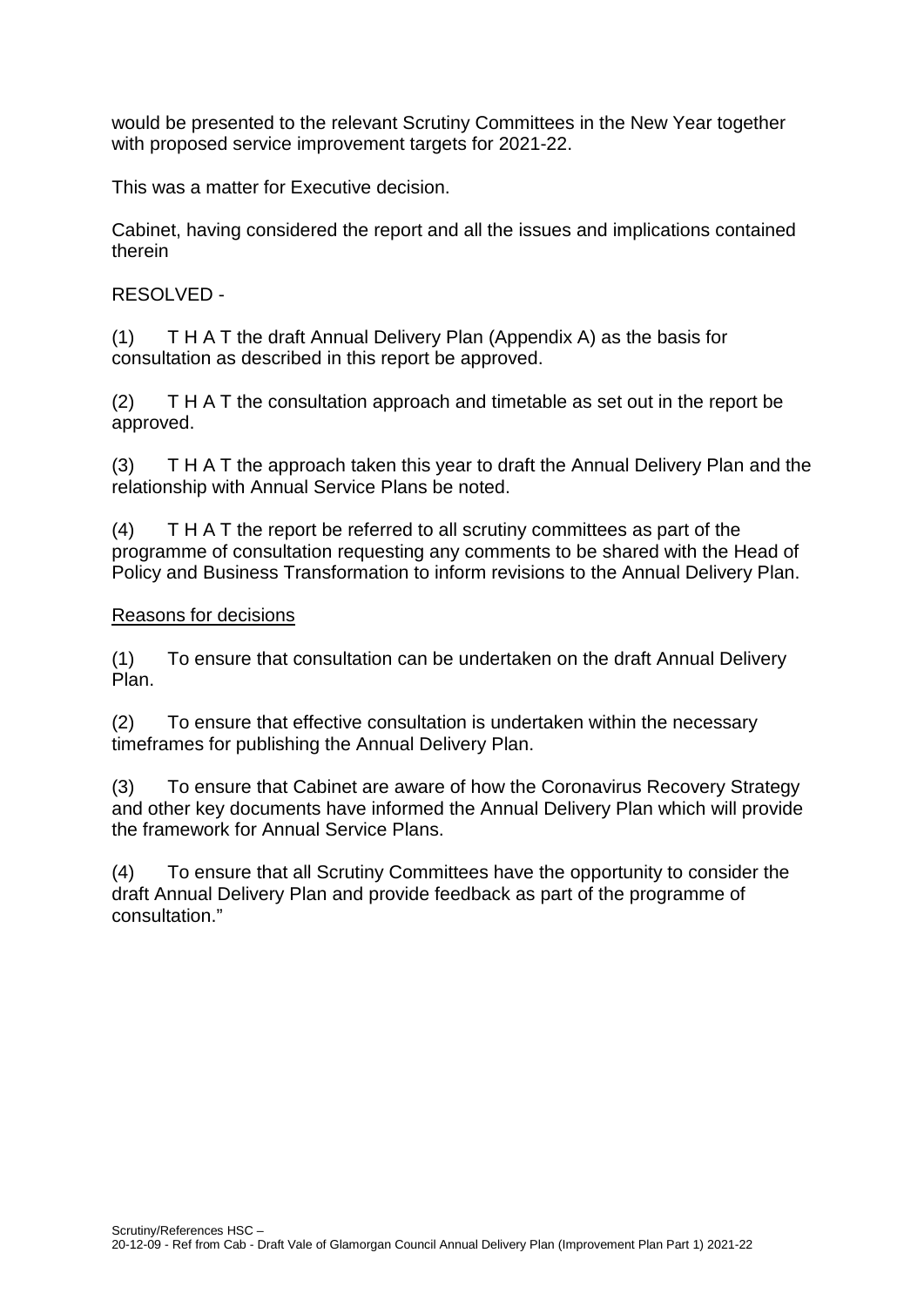would be presented to the relevant Scrutiny Committees in the New Year together with proposed service improvement targets for 2021-22.

This was a matter for Executive decision.

Cabinet, having considered the report and all the issues and implications contained therein

RESOLVED -

(1) T H A T the draft Annual Delivery Plan (Appendix A) as the basis for consultation as described in this report be approved.

(2) T H A T the consultation approach and timetable as set out in the report be approved.

(3) T H A T the approach taken this year to draft the Annual Delivery Plan and the relationship with Annual Service Plans be noted.

(4) T H A T the report be referred to all scrutiny committees as part of the programme of consultation requesting any comments to be shared with the Head of Policy and Business Transformation to inform revisions to the Annual Delivery Plan.

<u>Reasons for decisions</u>

(1) To ensure that consultation can be undertaken on the draft Annual Delivery Plan.

(2) To ensure that effective consultation is undertaken within the necessary timeframes for publishing the Annual Delivery Plan.

(3) To ensure that Cabinet are aware of how the Coronavirus Recovery Strategy and other key documents have informed the Annual Delivery Plan which will provide the framework for Annual Service Plans.

(4) To ensure that all Scrutiny Committees have the opportunity to consider the draft Annual Delivery Plan and provide feedback as part of the programme of consultation."